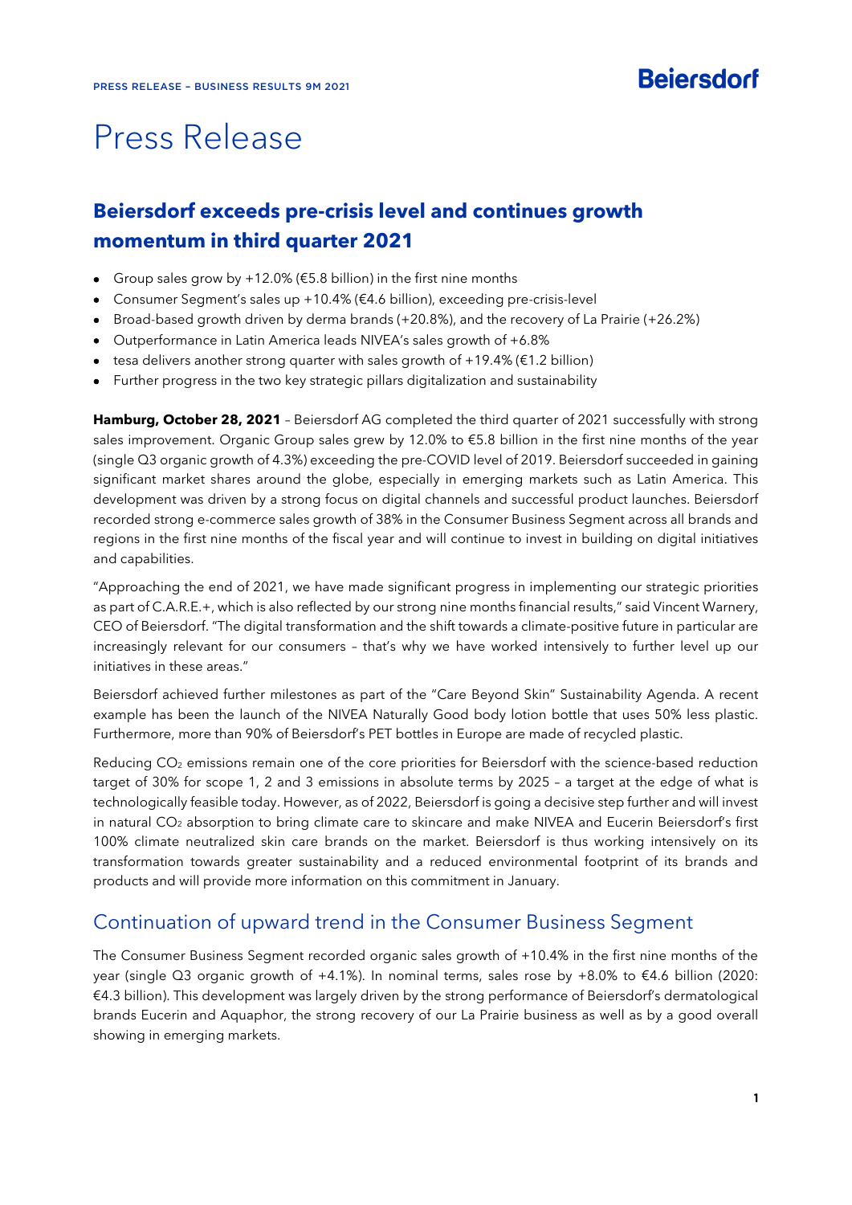# Press Release

## Beiersdorf exceeds pre-crisis level and continues growth momentum in third quarter 2021

- Group sales grow by +12.0% (€5.8 billion) in the first nine months
- Consumer Segment's sales up +10.4% (€4.6 billion), exceeding pre-crisis-level
- Broad-based growth driven by derma brands (+20.8%), and the recovery of La Prairie (+26.2%)
- Outperformance in Latin America leads NIVEA's sales growth of +6.8%
- tesa delivers another strong quarter with sales growth of +19.4% (€1.2 billion)
- Further progress in the two key strategic pillars digitalization and sustainability

**Hamburg, October 28, 2021** – Beiersdorf AG completed the third quarter of 2021 successfully with strong sales improvement. Organic Group sales grew by 12.0% to €5.8 billion in the first nine months of the year (single Q3 organic growth of 4.3%) exceeding the pre-COVID level of 2019. Beiersdorf succeeded in gaining significant market shares around the globe, especially in emerging markets such as Latin America. This development was driven by a strong focus on digital channels and successful product launches. Beiersdorf recorded strong e-commerce sales growth of 38% in the Consumer Business Segment across all brands and regions in the first nine months of the fiscal year and will continue to invest in building on digital initiatives and capabilities.

"Approaching the end of 2021, we have made significant progress in implementing our strategic priorities as part of C.A.R.E.+, which is also reflected by our strong nine months financial results," said Vincent Warnery, CEO of Beiersdorf. "The digital transformation and the shift towards a climate-positive future in particular are increasingly relevant for our consumers – that's why we have worked intensively to further level up our initiatives in these areas."

Beiersdorf achieved further milestones as part of the "Care Beyond Skin" Sustainability Agenda. A recent example has been the launch of the NIVEA Naturally Good body lotion bottle that uses 50% less plastic. Furthermore, more than 90% of Beiersdorf's PET bottles in Europe are made of recycled plastic.

Reducing $CO_2$ emissions remain one of the core priorities for Beiersdorf with the science-based reduction target of 30% for scope 1, 2 and 3 emissions in absolute terms by 2025 – a target at the edge of what is technologically feasible today. However, as of 2022, Beiersdorf is going a decisive step further and will invest in natural $CO_2$ absorption to bring climate care to skincare and make NIVEA and Eucerin Beiersdorf's first 100% climate neutralized skin care brands on the market. Beiersdorf is thus working intensively on its transformation towards greater sustainability and a reduced environmental footprint of its brands and products and will provide more information on this commitment in January.

## Continuation of upward trend in the Consumer Business Segment

The Consumer Business Segment recorded organic sales growth of +10.4% in the first nine months of the year (single Q3 organic growth of +4.1%). In nominal terms, sales rose by +8.0% to €4.6 billion (2020: €4.3 billion). This development was largely driven by the strong performance of Beiersdorf's dermatological brands Eucerin and Aquaphor, the strong recovery of our La Prairie business as well as by a good overall showing in emerging markets.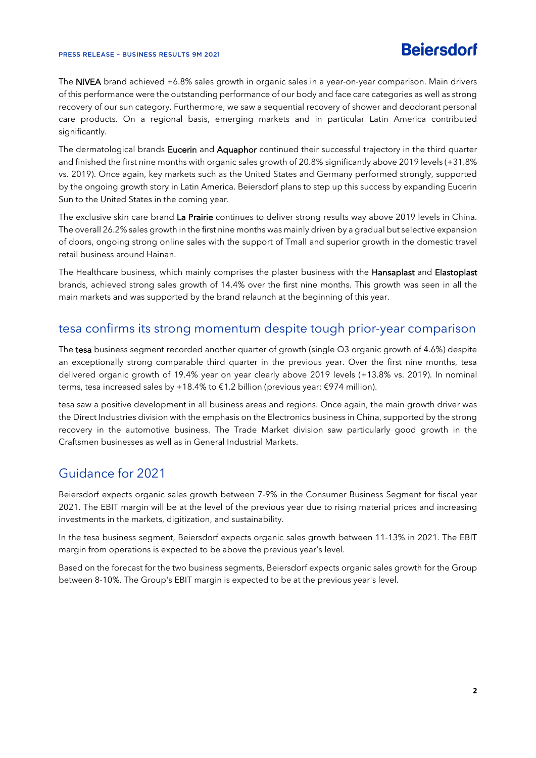The **NIVEA** brand achieved +6.8% sales growth in organic sales in a year-on-year comparison. Main drivers of this performance were the outstanding performance of our body and face care categories as well as strong recovery of our sun category. Furthermore, we saw a sequential recovery of shower and deodorant personal care products. On a regional basis, emerging markets and in particular Latin America contributed significantly.

The dermatological brands **Eucerin** and **Aquaphor** continued their successful trajectory in the third quarter and finished the first nine months with organic sales growth of 20.8% significantly above 2019 levels (+31.8% vs. 2019). Once again, key markets such as the United States and Germany performed strongly, supported by the ongoing growth story in Latin America. Beiersdorf plans to step up this success by expanding Eucerin Sun to the United States in the coming year.

The exclusive skin care brand **La Prairie** continues to deliver strong results way above 2019 levels in China. The overall 26.2% sales growth in the first nine months was mainly driven by a gradual but selective expansion of doors, ongoing strong online sales with the support of Tmall and superior growth in the domestic travel retail business around Hainan.

The Healthcare business, which mainly comprises the plaster business with the **Hansaplast** and **Elastoplast** brands, achieved strong sales growth of 14.4% over the first nine months. This growth was seen in all the main markets and was supported by the brand relaunch at the beginning of this year.

## tesa confirms its strong momentum despite tough prior-year comparison

The **tesa** business segment recorded another quarter of growth (single Q3 organic growth of 4.6%) despite an exceptionally strong comparable third quarter in the previous year. Over the first nine months, tesa delivered organic growth of 19.4% year on year clearly above 2019 levels (+13.8% vs. 2019). In nominal terms, tesa increased sales by +18.4% to €1.2 billion (previous year: €974 million).

tesa saw a positive development in all business areas and regions. Once again, the main growth driver was the Direct Industries division with the emphasis on the Electronics business in China, supported by the strong recovery in the automotive business. The Trade Market division saw particularly good growth in the Craftsmen businesses as well as in General Industrial Markets.

## Guidance for 2021

Beiersdorf expects organic sales growth between 7-9% in the Consumer Business Segment for fiscal year 2021. The EBIT margin will be at the level of the previous year due to rising material prices and increasing investments in the markets, digitization, and sustainability.

In the tesa business segment, Beiersdorf expects organic sales growth between 11-13% in 2021. The EBIT margin from operations is expected to be above the previous year's level.

Based on the forecast for the two business segments, Beiersdorf expects organic sales growth for the Group between 8-10%. The Group's EBIT margin is expected to be at the previous year's level.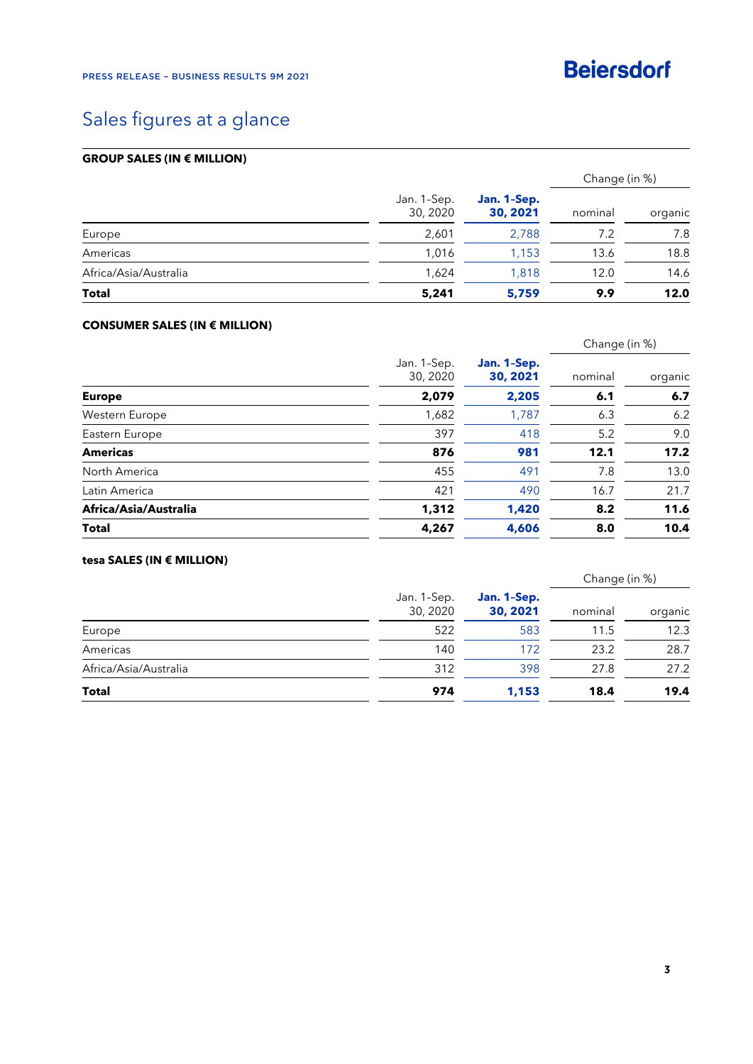# Sales figures at a glance

**GROUP SALES (IN € MILLION)**

| | Jan. 1–Sep. 30, 2020 | **Jan. 1–Sep. 30, 2021** | Change (in %) nominal | organic |
|---|---|---|---|---|
| Europe | 2,601 | 2,788 | 7.2 | 7.8 |
| Americas | 1,016 | 1,153 | 13.6 | 18.8 |
| Africa/Asia/Australia | 1,624 | 1,818 | 12.0 | 14.6 |
| **Total** | **5,241** | **5,759** | **9.9** | **12.0** |

**CONSUMER SALES (IN € MILLION)**

| | Jan. 1–Sep. 30, 2020 | **Jan. 1–Sep. 30, 2021** | Change (in %) nominal | organic |
|---|---|---|---|---|
| **Europe** | **2,079** | **2,205** | **6.1** | **6.7** |
| Western Europe | 1,682 | 1,787 | 6.3 | 6.2 |
| Eastern Europe | 397 | 418 | 5.2 | 9.0 |
| **Americas** | **876** | **981** | **12.1** | **17.2** |
| North America | 455 | 491 | 7.8 | 13.0 |
| Latin America | 421 | 490 | 16.7 | 21.7 |
| **Africa/Asia/Australia** | **1,312** | **1,420** | **8.2** | **11.6** |
| **Total** | **4,267** | **4,606** | **8.0** | **10.4** |

**tesa SALES (IN € MILLION)**

| | Jan. 1–Sep. 30, 2020 | **Jan. 1–Sep. 30, 2021** | Change (in %) nominal | organic |
|---|---|---|---|---|
| Europe | 522 | 583 | 11.5 | 12.3 |
| Americas | 140 | 172 | 23.2 | 28.7 |
| Africa/Asia/Australia | 312 | 398 | 27.8 | 27.2 |
| **Total** | **974** | **1,153** | **18.4** | **19.4** |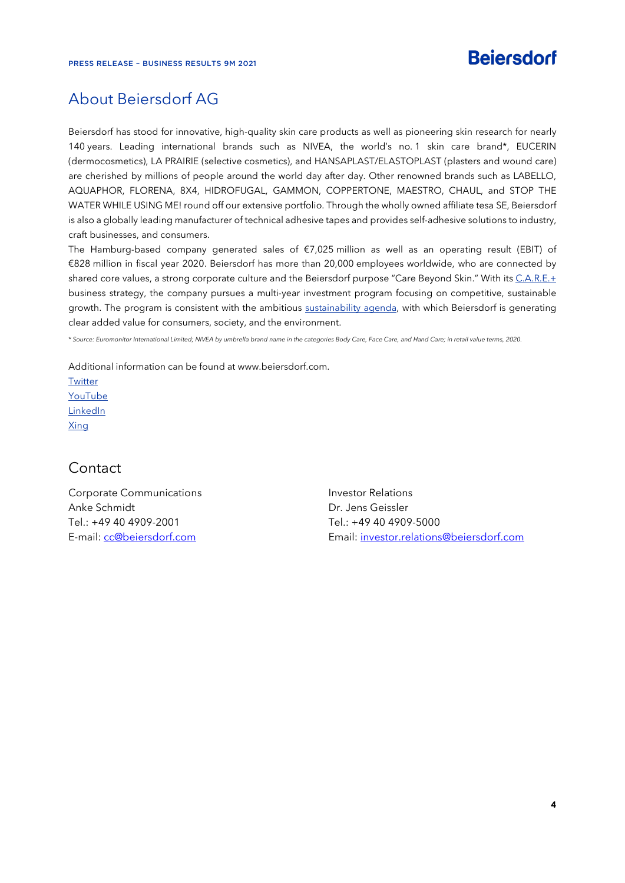## About Beiersdorf AG

Beiersdorf has stood for innovative, high-quality skin care products as well as pioneering skin research for nearly 140 years. Leading international brands such as NIVEA, the world's no. 1 skin care brand*, EUCERIN (dermocosmetics), LA PRAIRIE (selective cosmetics), and HANSAPLAST/ELASTOPLAST (plasters and wound care) are cherished by millions of people around the world day after day. Other renowned brands such as LABELLO, AQUAPHOR, FLORENA, 8X4, HIDROFUGAL, GAMMON, COPPERTONE, MAESTRO, CHAUL, and STOP THE WATER WHILE USING ME! round off our extensive portfolio. Through the wholly owned affiliate tesa SE, Beiersdorf is also a globally leading manufacturer of technical adhesive tapes and provides self-adhesive solutions to industry, craft businesses, and consumers.

The Hamburg-based company generated sales of €7,025 million as well as an operating result (EBIT) of €828 million in fiscal year 2020. Beiersdorf has more than 20,000 employees worldwide, who are connected by shared core values, a strong corporate culture and the Beiersdorf purpose "Care Beyond Skin." With its C.A.R.E.+ business strategy, the company pursues a multi-year investment program focusing on competitive, sustainable growth. The program is consistent with the ambitious sustainability agenda, with which Beiersdorf is generating clear added value for consumers, society, and the environment.

*\* Source: Euromonitor International Limited; NIVEA by umbrella brand name in the categories Body Care, Face Care, and Hand Care; in retail value terms, 2020.*

Additional information can be found at www.beiersdorf.com.

Twitter
YouTube
LinkedIn
Xing

## Contact

Corporate Communications
Anke Schmidt
Tel.: +49 40 4909-2001
E-mail: cc@beiersdorf.com

Investor Relations
Dr. Jens Geissler
Tel.: +49 40 4909-5000
Email: investor.relations@beiersdorf.com